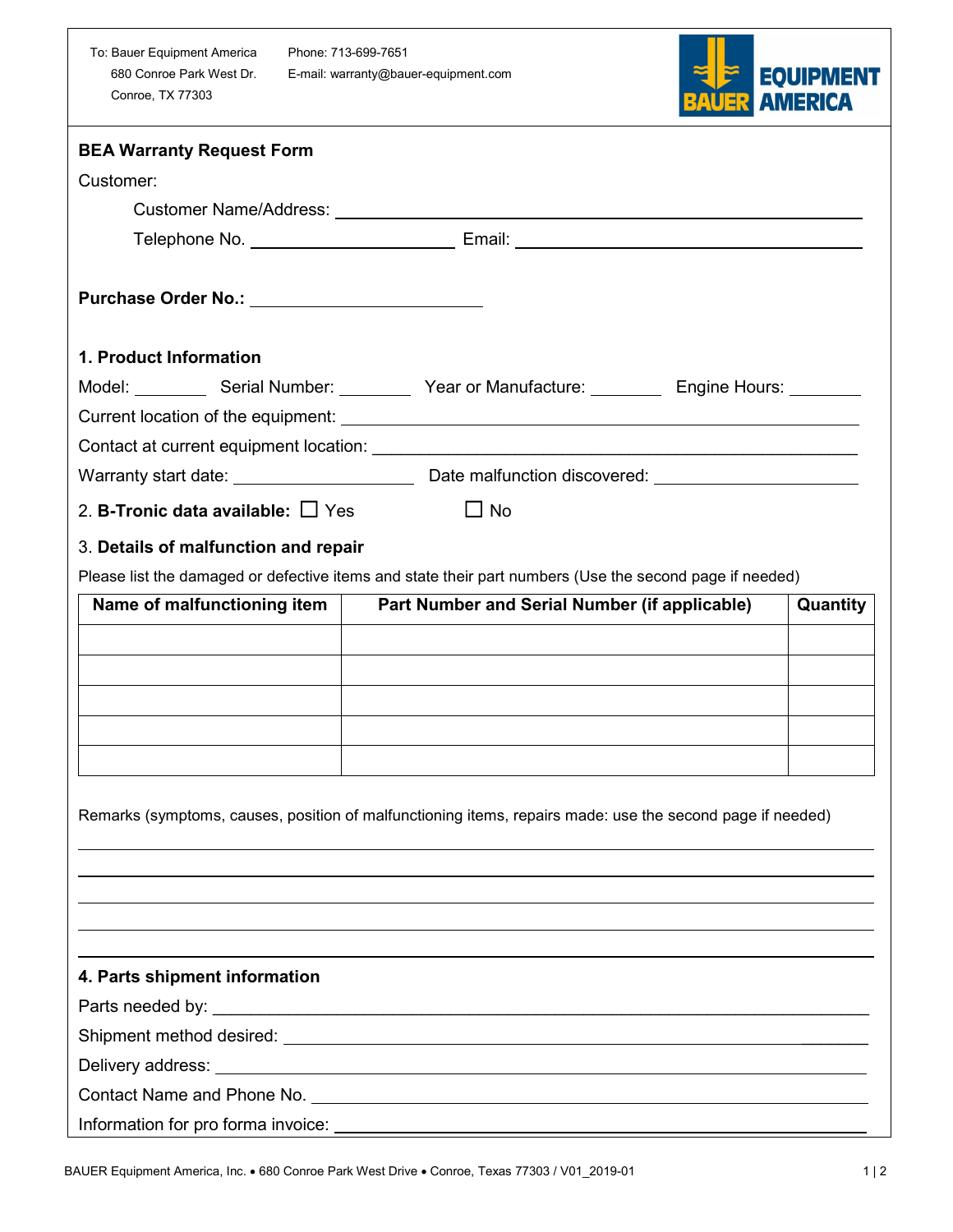To: Bauer Equipment America
680 Conroe Park West Dr.
Conroe, TX 77303

Phone: 713-699-7651
E-mail: warranty@bauer-equipment.com

BAUER EQUIPMENT AMERICA

## BEA Warranty Request Form

Customer:

Customer Name/Address: ________________________________________________

Telephone No. ______________________ Email: ______________________________

**Purchase Order No.:** ________________________

### 1. Product Information

Model: ________ Serial Number: ________ Year or Manufacture: ________ Engine Hours: ________

Current location of the equipment: ________________________________________

Contact at current equipment location: ______________________________________

Warranty start date: ____________________ Date malfunction discovered: ____________________

2. **B-Tronic data available:** ☐ Yes ☐ No

3. **Details of malfunction and repair**

Please list the damaged or defective items and state their part numbers (Use the second page if needed)

| Name of malfunctioning item | Part Number and Serial Number (if applicable) | Quantity |
|---|---|---|
| | | |
| | | |
| | | |
| | | |
| | | |

Remarks (symptoms, causes, position of malfunctioning items, repairs made: use the second page if needed)

________________________________________________________________________

________________________________________________________________________

________________________________________________________________________

________________________________________________________________________

________________________________________________________________________

### 4. Parts shipment information

Parts needed by: ________________________________________________________

Shipment method desired: ________________________________________________

Delivery address: _______________________________________________________

Contact Name and Phone No. ______________________________________________

Information for pro forma invoice: _________________________________________

BAUER Equipment America, Inc. • 680 Conroe Park West Drive • Conroe, Texas 77303 / V01_2019-01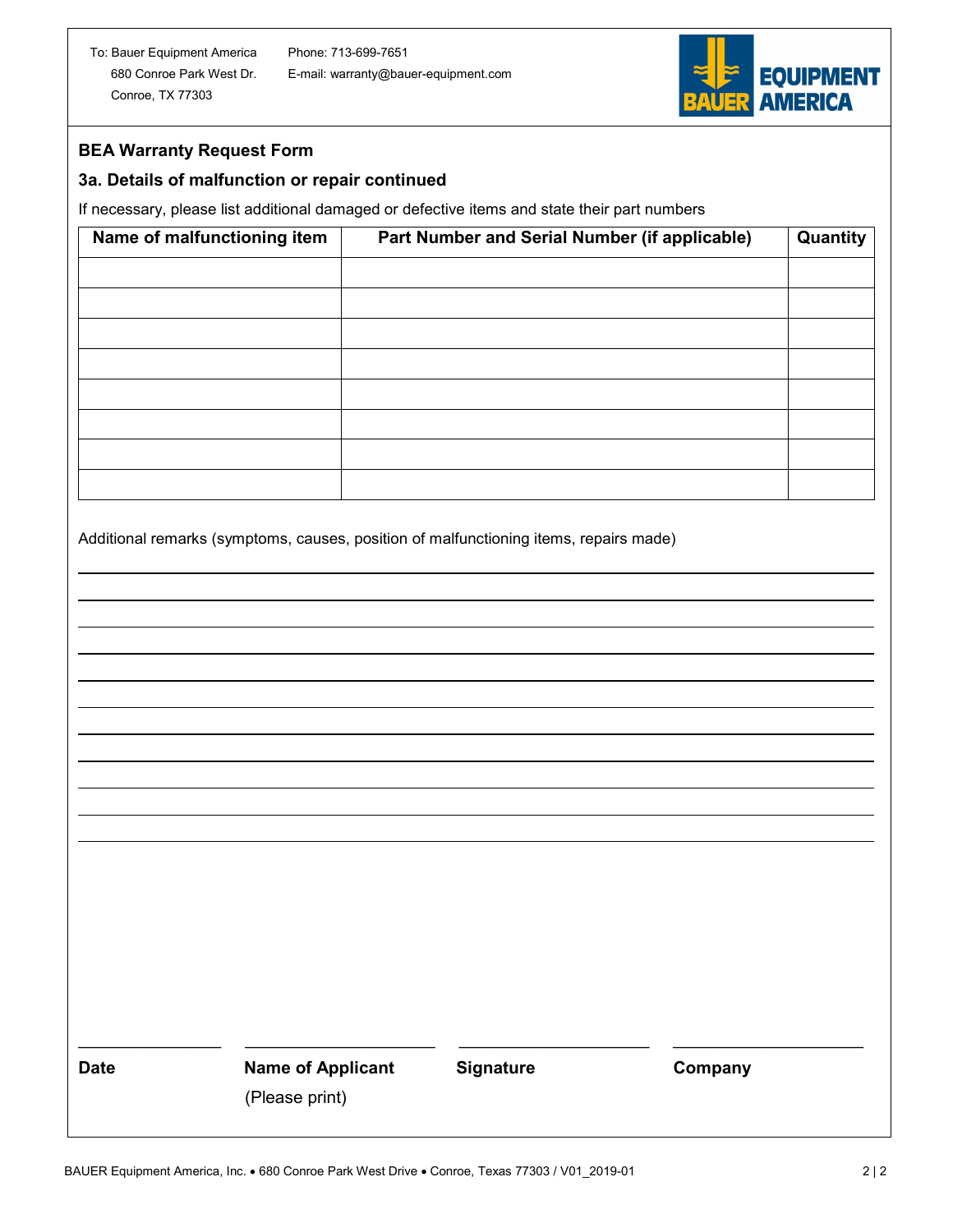To: Bauer Equipment America
680 Conroe Park West Dr.
Conroe, TX 77303

Phone: 713-699-7651
E-mail: warranty@bauer-equipment.com

BAUER EQUIPMENT AMERICA

## BEA Warranty Request Form

### 3a. Details of malfunction or repair continued

If necessary, please list additional damaged or defective items and state their part numbers

| Name of malfunctioning item | Part Number and Serial Number (if applicable) | Quantity |
|---|---|---|
| | | |
| | | |
| | | |
| | | |
| | | |
| | | |
| | | |
| | | |

Additional remarks (symptoms, causes, position of malfunctioning items, repairs made)

______________________________________________________________________

______________________________________________________________________

______________________________________________________________________

______________________________________________________________________

______________________________________________________________________

______________________________________________________________________

______________________________________________________________________

______________________________________________________________________

______________________________________________________________________

______________________________________________________________________

______________________________________________________________________

| **Date** | **Name of Applicant** (Please print) | **Signature** | **Company** |
|---|---|---|---|
| | | | |

BAUER Equipment America, Inc. • 680 Conroe Park West Drive • Conroe, Texas 77303 / V01_2019-01